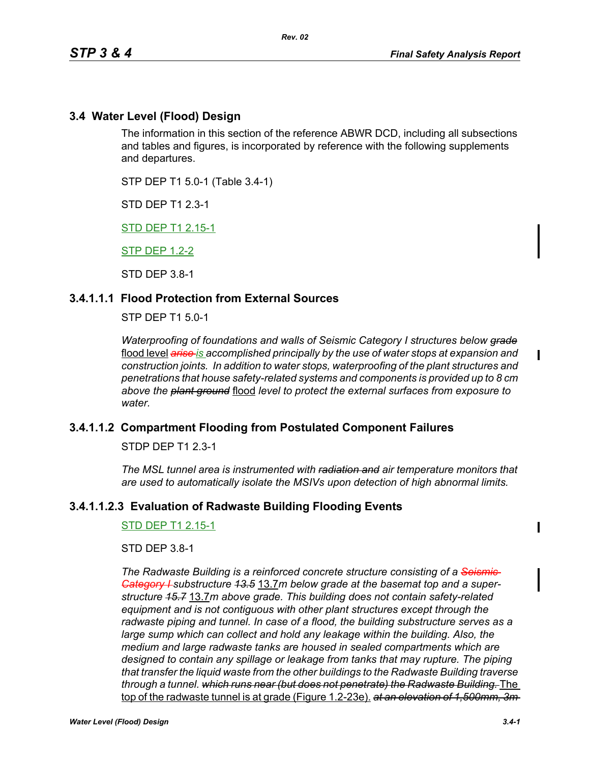## 3.4 Water Level (Flood) Design

The information in this section of the reference ABWR DCD, including all subsections and tables and figures, is incorporated by reference with the following supplements and departures.

STP DEP T1 5.0-1 (Table 3.4-1)

STD DEP T1 2.3-1

STD DEP T1 2.15-1

STP DEP 1.2-2

STD DEP 3.8-1

### 3.4.1.1.1 Flood Protection from External Sources

STP DEP T1 5.0-1

*Waterproofing of foundations and walls of Seismic Category I structures below ~~grade~~* flood level *~~arise~~ is accomplished principally by the use of water stops at expansion and construction joints. In addition to water stops, waterproofing of the plant structures and penetrations that house safety-related systems and components is provided up to 8 cm above the ~~plant ground~~* flood *level to protect the external surfaces from exposure to water.*

### 3.4.1.1.2 Compartment Flooding from Postulated Component Failures

STDP DEP T1 2.3-1

*The MSL tunnel area is instrumented with ~~radiation and~~ air temperature monitors that are used to automatically isolate the MSIVs upon detection of high abnormal limits.*

### 3.4.1.1.2.3 Evaluation of Radwaste Building Flooding Events

STD DEP T1 2.15-1

STD DEP 3.8-1

*The Radwaste Building is a reinforced concrete structure consisting of a ~~Seismic Category I~~ substructure ~~13.5~~* 13.7*m below grade at the basemat top and a super-structure ~~15.7~~* 13.7*m above grade. This building does not contain safety-related equipment and is not contiguous with other plant structures except through the radwaste piping and tunnel. In case of a flood, the building substructure serves as a large sump which can collect and hold any leakage within the building. Also, the medium and large radwaste tanks are housed in sealed compartments which are designed to contain any spillage or leakage from tanks that may rupture. The piping that transfer the liquid waste from the other buildings to the Radwaste Building traverse through a tunnel. ~~which runs near (but does not penetrate) the Radwaste Building.~~* The top of the radwaste tunnel is at grade (Figure 1.2-23e). *~~at an elevation of 1,500mm, 3m~~*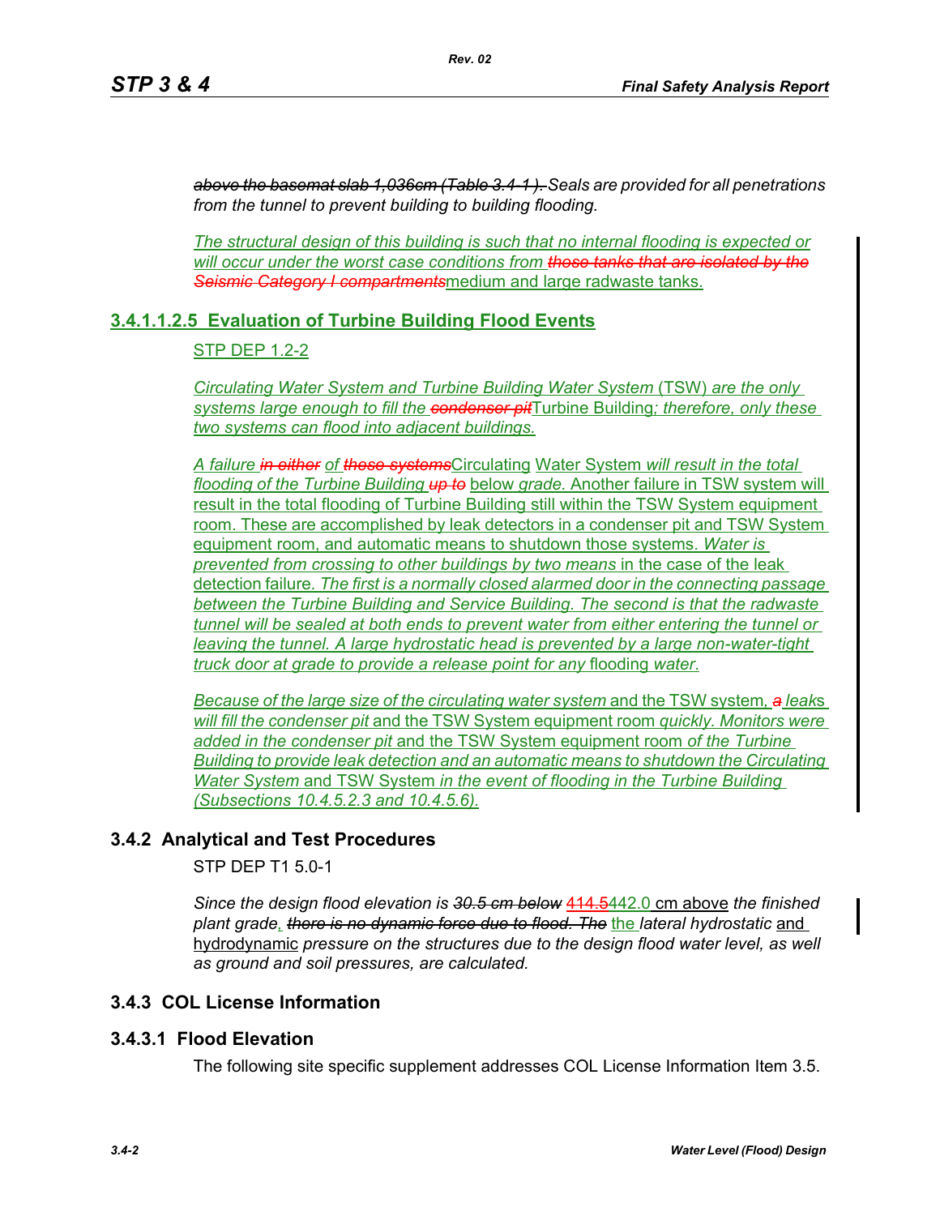~~above the basemat slab 1,036cm (Table 3.4-1).~~ *Seals are provided for all penetrations from the tunnel to prevent building to building flooding.*

*The structural design of this building is such that no internal flooding is expected or will occur under the worst case conditions from* ~~*those tanks that are isolated by the Seismic Category I compartments*~~medium and large radwaste tanks.

## 3.4.1.1.2.5 Evaluation of Turbine Building Flood Events

STP DEP 1.2-2

*Circulating Water System and Turbine Building Water System* (TSW) *are the only systems large enough to fill the* ~~*condenser pit*~~Turbine Building*; therefore, only these two systems can flood into adjacent buildings.*

*A failure* ~~*in either*~~ *of* ~~*these systems*~~Circulating Water System *will result in the total flooding of the Turbine Building* ~~*up to*~~ below *grade.* Another failure in TSW system will result in the total flooding of Turbine Building still within the TSW System equipment room. These are accomplished by leak detectors in a condenser pit and TSW System equipment room, and automatic means to shutdown those systems. *Water is prevented from crossing to other buildings by two means* in the case of the leak detection failure*. The first is a normally closed alarmed door in the connecting passage between the Turbine Building and Service Building. The second is that the radwaste tunnel will be sealed at both ends to prevent water from either entering the tunnel or leaving the tunnel. A large hydrostatic head is prevented by a large non-water-tight truck door at grade to provide a release point for any* flooding *water.*

*Because of the large size of the circulating water system* and the TSW system*,* ~~*a*~~ *leaks will fill the condenser pit* and the TSW System equipment room *quickly. Monitors were added in the condenser pit* and the TSW System equipment room *of the Turbine Building to provide leak detection and an automatic means to shutdown the Circulating Water System* and TSW System *in the event of flooding in the Turbine Building (Subsections 10.4.5.2.3 and 10.4.5.6).*

## 3.4.2 Analytical and Test Procedures

STP DEP T1 5.0-1

*Since the design flood elevation is* ~~*30.5 cm below*~~ ~~414.5~~442.0 cm above *the finished plant grade*, ~~*there is no dynamic force due to flood. The*~~ the *lateral hydrostatic* and hydrodynamic *pressure on the structures due to the design flood water level, as well as ground and soil pressures, are calculated.*

## 3.4.3 COL License Information

## 3.4.3.1 Flood Elevation

The following site specific supplement addresses COL License Information Item 3.5.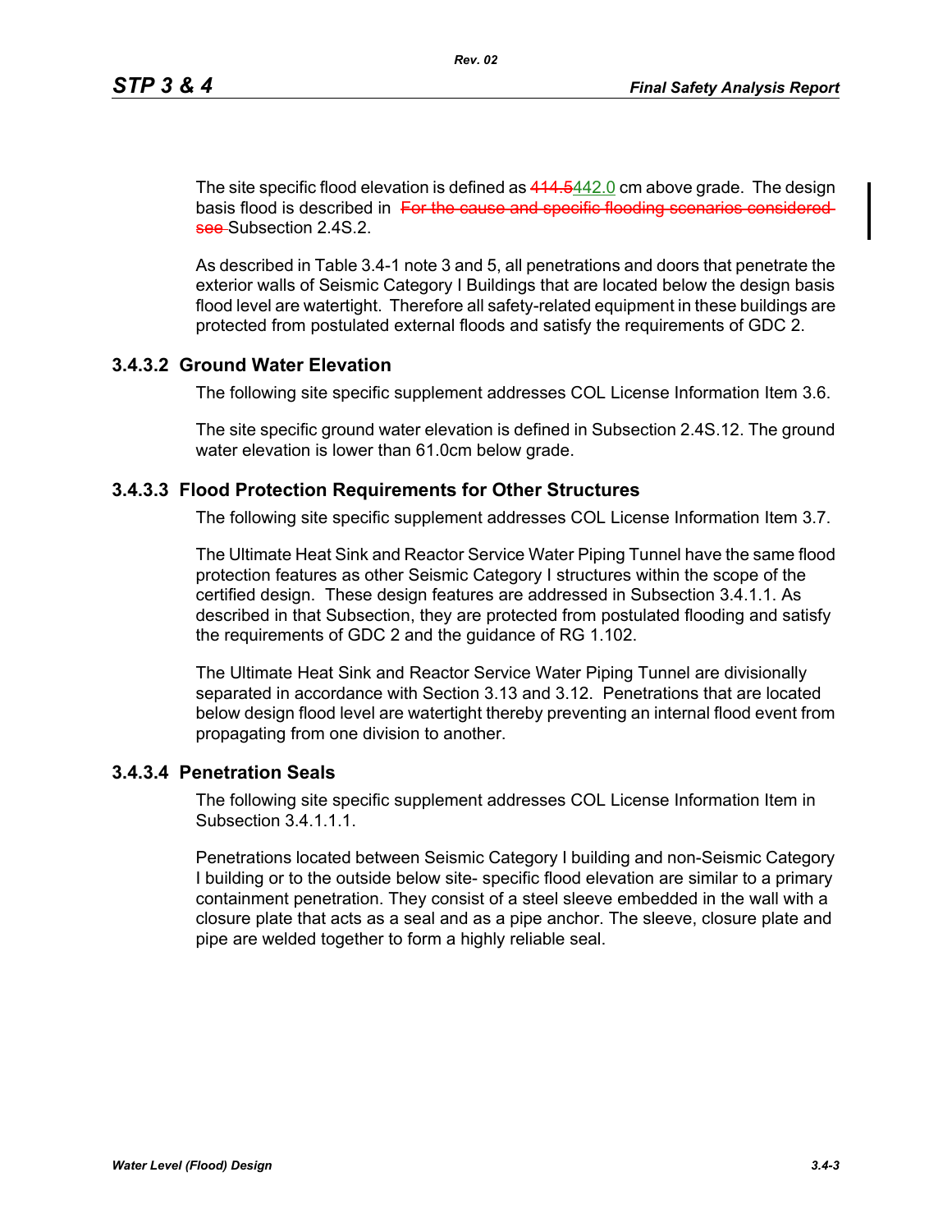The site specific flood elevation is defined as ~~414.5~~442.0 cm above grade. The design basis flood is described in ~~For the cause and specific flooding scenarios considered see~~ Subsection 2.4S.2.

As described in Table 3.4-1 note 3 and 5, all penetrations and doors that penetrate the exterior walls of Seismic Category I Buildings that are located below the design basis flood level are watertight. Therefore all safety-related equipment in these buildings are protected from postulated external floods and satisfy the requirements of GDC 2.

### 3.4.3.2 Ground Water Elevation

The following site specific supplement addresses COL License Information Item 3.6.

The site specific ground water elevation is defined in Subsection 2.4S.12. The ground water elevation is lower than 61.0cm below grade.

### 3.4.3.3 Flood Protection Requirements for Other Structures

The following site specific supplement addresses COL License Information Item 3.7.

The Ultimate Heat Sink and Reactor Service Water Piping Tunnel have the same flood protection features as other Seismic Category I structures within the scope of the certified design. These design features are addressed in Subsection 3.4.1.1. As described in that Subsection, they are protected from postulated flooding and satisfy the requirements of GDC 2 and the guidance of RG 1.102.

The Ultimate Heat Sink and Reactor Service Water Piping Tunnel are divisionally separated in accordance with Section 3.13 and 3.12. Penetrations that are located below design flood level are watertight thereby preventing an internal flood event from propagating from one division to another.

### 3.4.3.4 Penetration Seals

The following site specific supplement addresses COL License Information Item in Subsection 3.4.1.1.1.

Penetrations located between Seismic Category I building and non-Seismic Category I building or to the outside below site- specific flood elevation are similar to a primary containment penetration. They consist of a steel sleeve embedded in the wall with a closure plate that acts as a seal and as a pipe anchor. The sleeve, closure plate and pipe are welded together to form a highly reliable seal.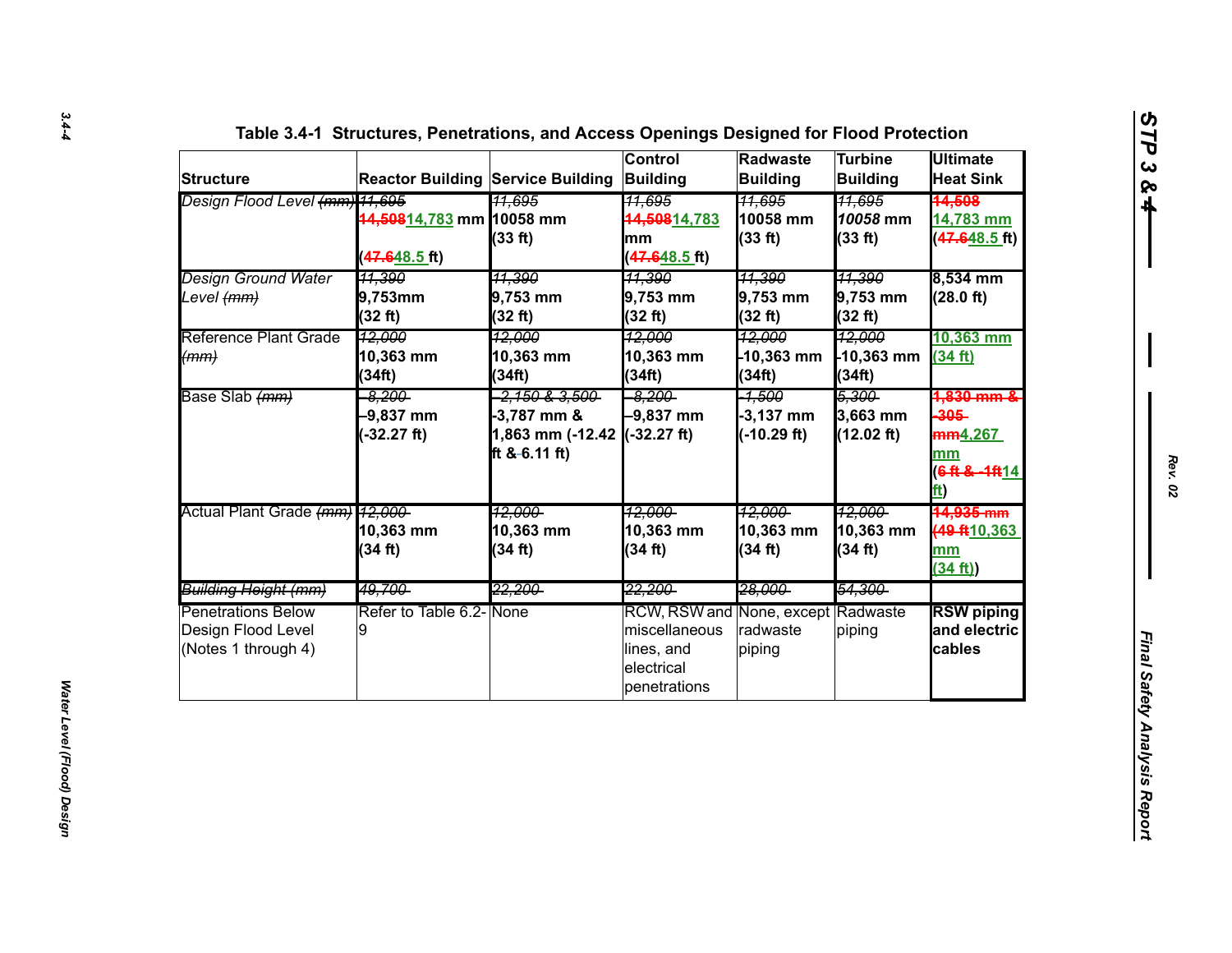# Table 3.4-1 Structures, Penetrations, and Access Openings Designed for Flood Protection

| Structure | Reactor Building | Service Building | Control Building | Radwaste Building | Turbine Building | Ultimate Heat Sink |
|---|---|---|---|---|---|---|
| *Design Flood Level ~~(mm)~~* | ~~*11,695*~~ **~~14,508~~14,783 mm (~~47.6~~48.5 ft)** | ~~*11,695*~~ **10058 mm (33 ft)** | ~~*11,695*~~ **~~14,508~~14,783 mm (~~47.6~~48.5 ft)** | ~~*11,695*~~ **10058 mm (33 ft)** | ~~*11,695*~~ **10058 mm (33 ft)** | **~~14,508~~ 14,783 mm (~~47.6~~48.5 ft)** |
| *Design Ground Water Level ~~(mm)~~* | ~~*11,390*~~ **9,753mm (32 ft)** | ~~*11,390*~~ **9,753 mm (32 ft)** | ~~*11,390*~~ **9,753 mm (32 ft)** | ~~*11,390*~~ **9,753 mm (32 ft)** | ~~*11,390*~~ **9,753 mm (32 ft)** | **8,534 mm (28.0 ft)** |
| Reference Plant Grade ~~*(mm)*~~ | ~~*12,000*~~ **10,363 mm (34ft)** | ~~*12,000*~~ **10,363 mm (34ft)** | ~~*12,000*~~ **10,363 mm (34ft)** | ~~*12,000*~~ **-10,363 mm (34ft)** | ~~*12,000*~~ **-10,363 mm (34ft)** | **10,363 mm (34 ft)** |
| Base Slab ~~*(mm)*~~ | ~~*-8,200*~~ **-9,837 mm (-32.27 ft)** | ~~*-2,150 & 3,500*~~ **-3,787 mm & 1,863 mm (-12.42 ft & 6.11 ft)** | ~~*-8,200*~~ **-9,837 mm (-32.27 ft)** | ~~*-1,500*~~ **-3,137 mm (-10.29 ft)** | ~~*5,300*~~ **3,663 mm (12.02 ft)** | **~~1,830 mm & -305 mm~~4,267 mm (~~6 ft & -1ft~~14 ft)** |
| Actual Plant Grade ~~*(mm)*~~ | ~~*12,000*~~ **10,363 mm (34 ft)** | ~~*12,000*~~ **10,363 mm (34 ft)** | ~~*12,000*~~ **10,363 mm (34 ft)** | ~~*12,000*~~ **10,363 mm (34 ft)** | ~~*12,000*~~ **10,363 mm (34 ft)** | **~~14,935 mm (49 ft~~10,363 mm (34 ft))** |
| ~~*Building Height (mm)*~~ | ~~*49,700*~~ | ~~*22,200*~~ | ~~*22,200*~~ | ~~*28,000*~~ | ~~*54,300*~~ | |
| Penetrations Below Design Flood Level (Notes 1 through 4) | Refer to Table 6.2-9 | None | RCW, RSW and miscellaneous lines, and electrical penetrations | None, except radwaste piping | Radwaste piping | **RSW piping and electric cables** |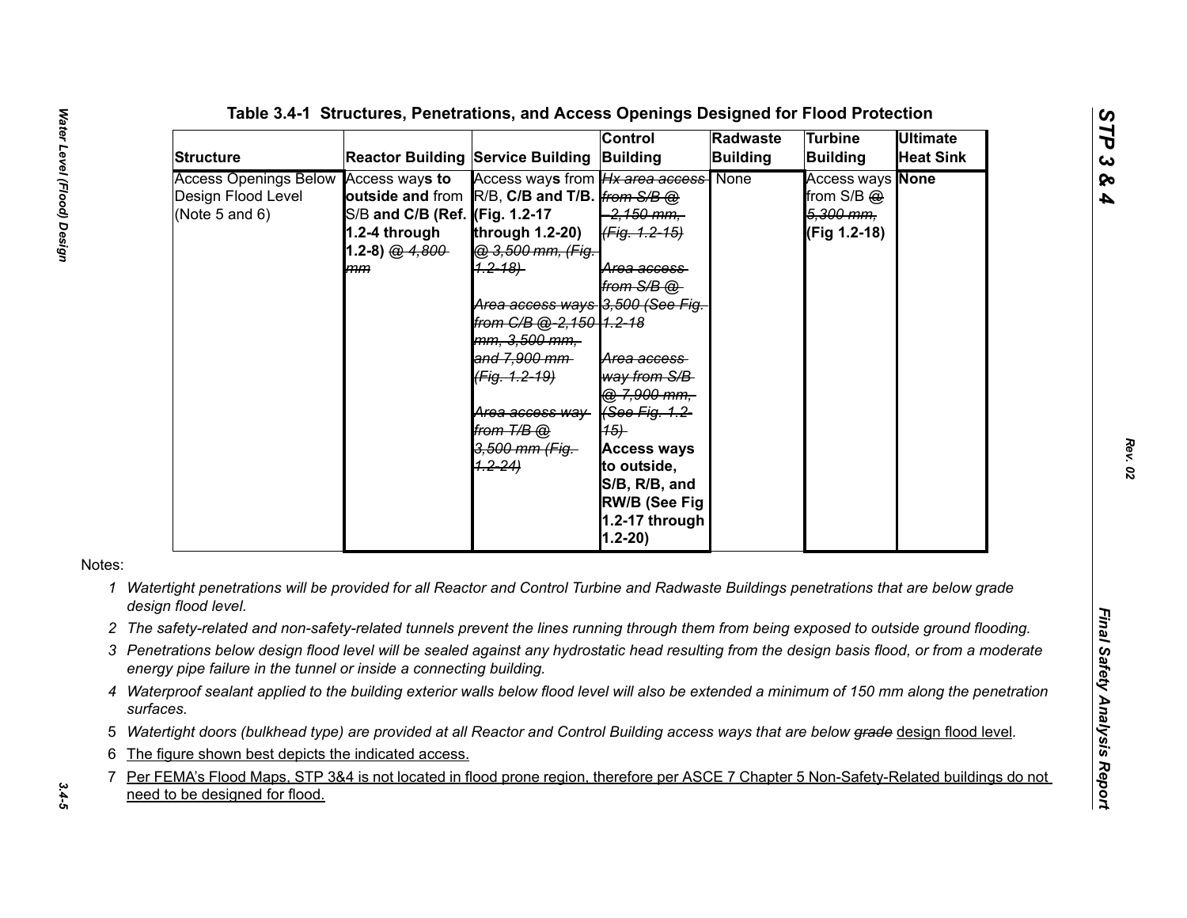Table 3.4-1 Structures, Penetrations, and Access Openings Designed for Flood Protection

| Structure | Reactor Building | Service Building | Control Building | Radwaste Building | Turbine Building | Ultimate Heat Sink |
|---|---|---|---|---|---|---|
| Access Openings Below Design Flood Level (Note 5 and 6) | Access way**s to outside and** from S/B **and C/B (Ref. 1.2-4 through 1.2-8)** @ ~~4,800 mm~~ | Access way**s** from R/B, **C/B and T/B. (Fig. 1.2-17 through 1.2-20)** ~~@ 3,500 mm, (Fig. 1.2-18)~~ ~~Area access ways from C/B @ 2,150 mm, 3,500 mm, and 7,900 mm (Fig. 1.2-19)~~ ~~Area access way from T/B @ 3,500 mm (Fig. 1.2-24)~~ | ~~Hx area access from S/B @ 2,150 mm, (Fig. 1.2-15)~~ ~~Area access from S/B @ 3,500 (See Fig. 1.2-18~~ ~~Area access way from S/B @ 7,900 mm, (See Fig. 1.2-15)~~ **Access ways to outside, S/B, R/B, and RW/B (See Fig 1.2-17 through 1.2-20)** | None | Access ways from S/B ~~@ 5,300 mm,~~ **(Fig 1.2-18)** | **None** |

Notes:

1. *Watertight penetrations will be provided for all Reactor and Control Turbine and Radwaste Buildings penetrations that are below grade design flood level.*
2. *The safety-related and non-safety-related tunnels prevent the lines running through them from being exposed to outside ground flooding.*
3. *Penetrations below design flood level will be sealed against any hydrostatic head resulting from the design basis flood, or from a moderate energy pipe failure in the tunnel or inside a connecting building.*
4. *Waterproof sealant applied to the building exterior walls below flood level will also be extended a minimum of 150 mm along the penetration surfaces.*
5. *Watertight doors (bulkhead type) are provided at all Reactor and Control Building access ways that are below ~~grade~~ design flood level.*
6. The figure shown best depicts the indicated access.
7. Per FEMA's Flood Maps, STP 3&4 is not located in flood prone region, therefore per ASCE 7 Chapter 5 Non-Safety-Related buildings do not need to be designed for flood.